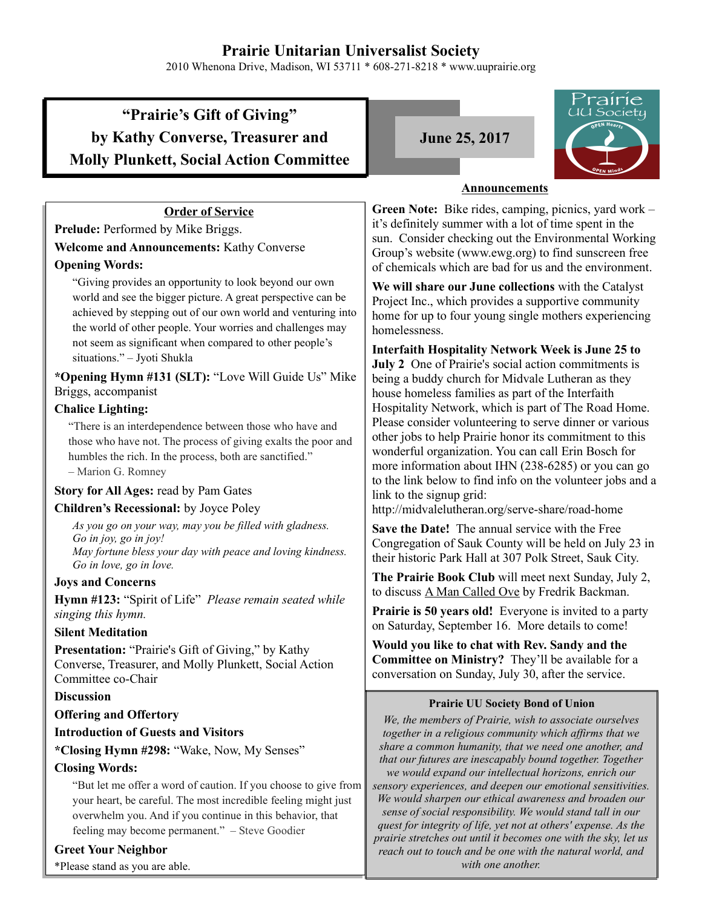# Prairie Unitarian Universalist Society

2010 Whenona Drive, Madison, WI 53711 * 608-271-8218 * www.uuprairie.org

## "Prairie's Gift of Giving" by Kathy Converse, Treasurer and Molly Plunkett, Social Action Committee

**June 25, 2017**

### Order of Service

**Prelude:** Performed by Mike Briggs.

**Welcome and Announcements:** Kathy Converse

**Opening Words:**

> "Giving provides an opportunity to look beyond our own world and see the bigger picture. A great perspective can be achieved by stepping out of our own world and venturing into the world of other people. Your worries and challenges may not seem as significant when compared to other people's situations." – Jyoti Shukla

***Opening Hymn #131 (SLT):** "Love Will Guide Us" Mike Briggs, accompanist

**Chalice Lighting:**

> "There is an interdependence between those who have and those who have not. The process of giving exalts the poor and humbles the rich. In the process, both are sanctified." – Marion G. Romney

**Story for All Ages:** read by Pam Gates

**Children's Recessional:** by Joyce Poley

> *As you go on your way, may you be filled with gladness.*
> *Go in joy, go in joy!*
> *May fortune bless your day with peace and loving kindness.*
> *Go in love, go in love.*

**Joys and Concerns**

**Hymn #123:** "Spirit of Life" *Please remain seated while singing this hymn.*

**Silent Meditation**

**Presentation:** "Prairie's Gift of Giving," by Kathy Converse, Treasurer, and Molly Plunkett, Social Action Committee co-Chair

**Discussion**

**Offering and Offertory**

**Introduction of Guests and Visitors**

***Closing Hymn #298:** "Wake, Now, My Senses"

**Closing Words:**

> "But let me offer a word of caution. If you choose to give from your heart, be careful. The most incredible feeling might just overwhelm you. And if you continue in this behavior, that feeling may become permanent." – Steve Goodier

**Greet Your Neighbor**

*Please stand as you are able.

### Announcements

**Green Note:** Bike rides, camping, picnics, yard work – it's definitely summer with a lot of time spent in the sun. Consider checking out the Environmental Working Group's website (www.ewg.org) to find sunscreen free of chemicals which are bad for us and the environment.

**We will share our June collections** with the Catalyst Project Inc., which provides a supportive community home for up to four young single mothers experiencing homelessness.

**Interfaith Hospitality Network Week is June 25 to July 2** One of Prairie's social action commitments is being a buddy church for Midvale Lutheran as they house homeless families as part of the Interfaith Hospitality Network, which is part of The Road Home. Please consider volunteering to serve dinner or various other jobs to help Prairie honor its commitment to this wonderful organization. You can call Erin Bosch for more information about IHN (238-6285) or you can go to the link below to find info on the volunteer jobs and a link to the signup grid: http://midvalelutheran.org/serve-share/road-home

**Save the Date!** The annual service with the Free Congregation of Sauk County will be held on July 23 in their historic Park Hall at 307 Polk Street, Sauk City.

**The Prairie Book Club** will meet next Sunday, July 2, to discuss A Man Called Ove by Fredrik Backman.

**Prairie is 50 years old!** Everyone is invited to a party on Saturday, September 16. More details to come!

**Would you like to chat with Rev. Sandy and the Committee on Ministry?** They'll be available for a conversation on Sunday, July 30, after the service.

### Prairie UU Society Bond of Union

*We, the members of Prairie, wish to associate ourselves together in a religious community which affirms that we share a common humanity, that we need one another, and that our futures are inescapably bound together. Together we would expand our intellectual horizons, enrich our sensory experiences, and deepen our emotional sensitivities. We would sharpen our ethical awareness and broaden our sense of social responsibility. We would stand tall in our quest for integrity of life, yet not at others' expense. As the prairie stretches out until it becomes one with the sky, let us reach out to touch and be one with the natural world, and with one another.*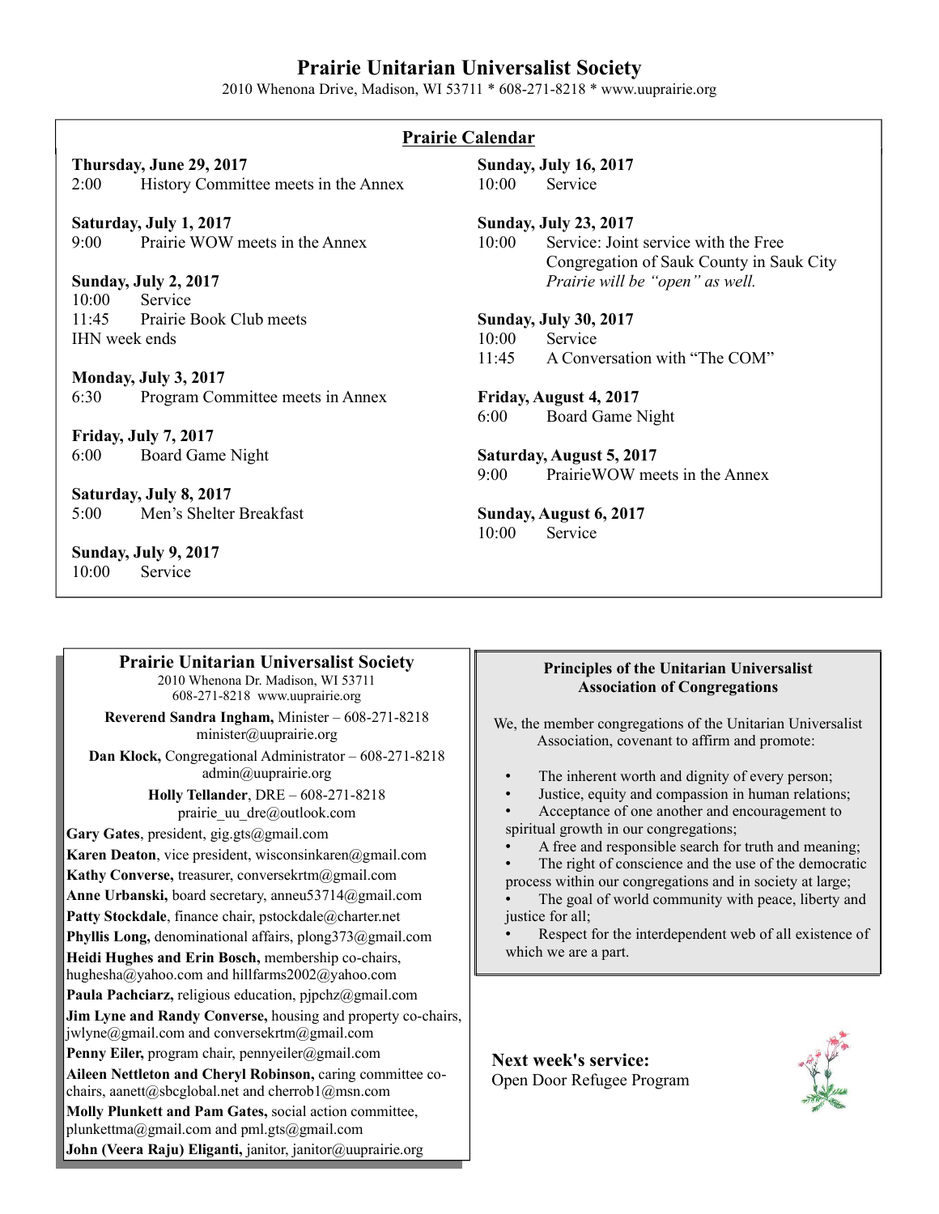# Prairie Unitarian Universalist Society

2010 Whenona Drive, Madison, WI 53711 * 608-271-8218 * www.uuprairie.org

## Prairie Calendar

**Thursday, June 29, 2017**
2:00 History Committee meets in the Annex

**Saturday, July 1, 2017**
9:00 Prairie WOW meets in the Annex

**Sunday, July 2, 2017**
10:00 Service
11:45 Prairie Book Club meets
IHN week ends

**Monday, July 3, 2017**
6:30 Program Committee meets in Annex

**Friday, July 7, 2017**
6:00 Board Game Night

**Saturday, July 8, 2017**
5:00 Men's Shelter Breakfast

**Sunday, July 9, 2017**
10:00 Service

**Sunday, July 16, 2017**
10:00 Service

**Sunday, July 23, 2017**
10:00 Service: Joint service with the Free Congregation of Sauk County in Sauk City
*Prairie will be "open" as well.*

**Sunday, July 30, 2017**
10:00 Service
11:45 A Conversation with "The COM"

**Friday, August 4, 2017**
6:00 Board Game Night

**Saturday, August 5, 2017**
9:00 PrairieWOW meets in the Annex

**Sunday, August 6, 2017**
10:00 Service

---

### Prairie Unitarian Universalist Society

2010 Whenona Dr. Madison, WI 53711
608-271-8218 www.uuprairie.org

**Reverend Sandra Ingham,** Minister – 608-271-8218
minister@uuprairie.org

**Dan Klock,** Congregational Administrator – 608-271-8218
admin@uuprairie.org

**Holly Tellander**, DRE – 608-271-8218
prairie_uu_dre@outlook.com

**Gary Gates**, president, gig.gts@gmail.com
**Karen Deaton**, vice president, wisconsinkaren@gmail.com
**Kathy Converse,** treasurer, conversekrtm@gmail.com
**Anne Urbanski,** board secretary, anneu53714@gmail.com
**Patty Stockdale**, finance chair, pstockdale@charter.net
**Phyllis Long,** denominational affairs, plong373@gmail.com
**Heidi Hughes and Erin Bosch,** membership co-chairs, hughesha@yahoo.com and hillfarms2002@yahoo.com
**Paula Pachciarz,** religious education, pjpchz@gmail.com
**Jim Lyne and Randy Converse,** housing and property co-chairs, jwlyne@gmail.com and conversekrtm@gmail.com
**Penny Eiler,** program chair, pennyeiler@gmail.com
**Aileen Nettleton and Cheryl Robinson,** caring committee co-chairs, aanett@sbcglobal.net and cherrob1@msn.com
**Molly Plunkett and Pam Gates,** social action committee, plunkettma@gmail.com and pml.gts@gmail.com
**John (Veera Raju) Eliganti,** janitor, janitor@uuprairie.org

---

### Principles of the Unitarian Universalist Association of Congregations

We, the member congregations of the Unitarian Universalist Association, covenant to affirm and promote:

- The inherent worth and dignity of every person;
- Justice, equity and compassion in human relations;
- Acceptance of one another and encouragement to spiritual growth in our congregations;
- A free and responsible search for truth and meaning;
- The right of conscience and the use of the democratic process within our congregations and in society at large;
- The goal of world community with peace, liberty and justice for all;
- Respect for the interdependent web of all existence of which we are a part.

**Next week's service:**
Open Door Refugee Program